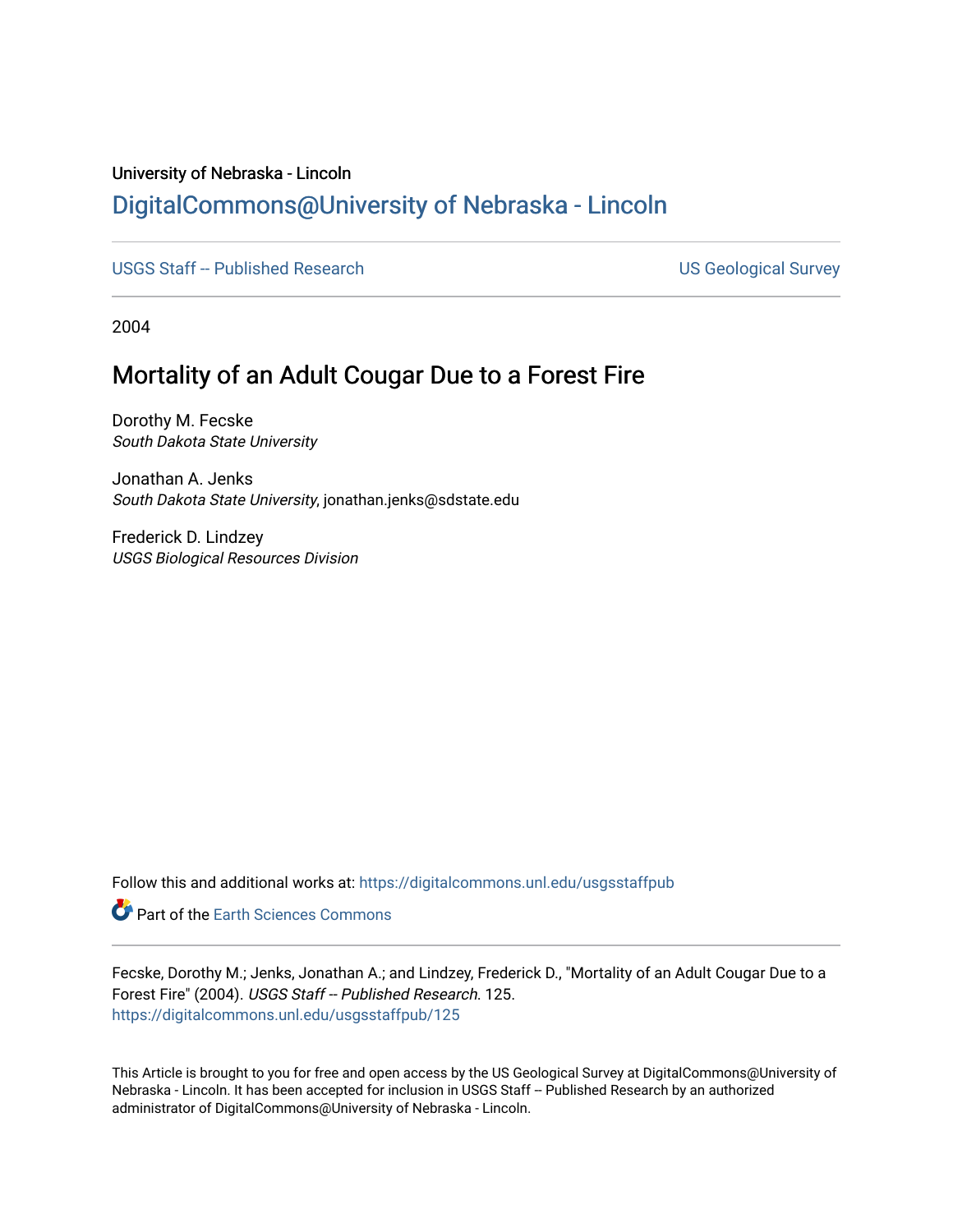University of Nebraska - Lincoln

## DigitalCommons@University of Nebraska - Lincoln

USGS Staff -- Published Research

US Geological Survey

2004

# Mortality of an Adult Cougar Due to a Forest Fire

Dorothy M. Fecske
*South Dakota State University*

Jonathan A. Jenks
*South Dakota State University*, jonathan.jenks@sdstate.edu

Frederick D. Lindzey
*USGS Biological Resources Division*

Follow this and additional works at: https://digitalcommons.unl.edu/usgsstaffpub

Part of the Earth Sciences Commons

Fecske, Dorothy M.; Jenks, Jonathan A.; and Lindzey, Frederick D., "Mortality of an Adult Cougar Due to a Forest Fire" (2004). *USGS Staff -- Published Research*. 125.
https://digitalcommons.unl.edu/usgsstaffpub/125

This Article is brought to you for free and open access by the US Geological Survey at DigitalCommons@University of Nebraska - Lincoln. It has been accepted for inclusion in USGS Staff -- Published Research by an authorized administrator of DigitalCommons@University of Nebraska - Lincoln.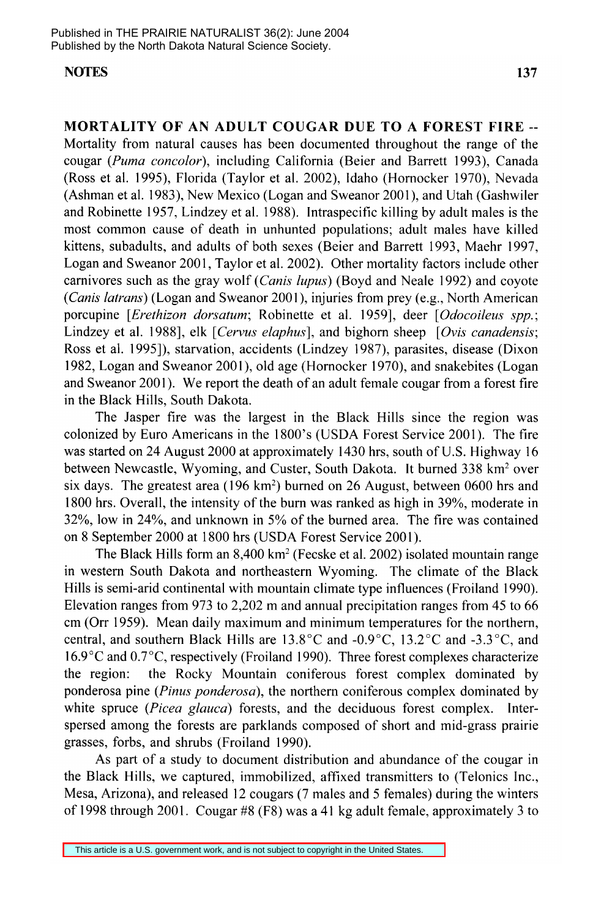**MORTALITY OF AN ADULT COUGAR DUE TO A FOREST FIRE** -- Mortality from natural causes has been documented throughout the range of the cougar (*Puma concolor*), including California (Beier and Barrett 1993), Canada (Ross et al. 1995), Florida (Taylor et al. 2002), Idaho (Hornocker 1970), Nevada (Ashman et al. 1983), New Mexico (Logan and Sweanor 2001), and Utah (Gashwiler and Robinette 1957, Lindzey et al. 1988). Intraspecific killing by adult males is the most common cause of death in unhunted populations; adult males have killed kittens, subadults, and adults of both sexes (Beier and Barrett 1993, Maehr 1997, Logan and Sweanor 2001, Taylor et al. 2002). Other mortality factors include other carnivores such as the gray wolf (*Canis lupus*) (Boyd and Neale 1992) and coyote (*Canis latrans*) (Logan and Sweanor 2001), injuries from prey (e.g., North American porcupine [*Erethizon dorsatum*; Robinette et al. 1959], deer [*Odocoileus spp.*; Lindzey et al. 1988], elk [*Cervus elaphus*], and bighorn sheep [*Ovis canadensis*; Ross et al. 1995]), starvation, accidents (Lindzey 1987), parasites, disease (Dixon 1982, Logan and Sweanor 2001), old age (Hornocker 1970), and snakebites (Logan and Sweanor 2001). We report the death of an adult female cougar from a forest fire in the Black Hills, South Dakota.

The Jasper fire was the largest in the Black Hills since the region was colonized by Euro Americans in the 1800's (USDA Forest Service 2001). The fire was started on 24 August 2000 at approximately 1430 hrs, south of U.S. Highway 16 between Newcastle, Wyoming, and Custer, South Dakota. It burned 338 km$^2$ over six days. The greatest area (196 km$^2$) burned on 26 August, between 0600 hrs and 1800 hrs. Overall, the intensity of the burn was ranked as high in 39%, moderate in 32%, low in 24%, and unknown in 5% of the burned area. The fire was contained on 8 September 2000 at 1800 hrs (USDA Forest Service 2001).

The Black Hills form an 8,400 km$^2$ (Fecske et al. 2002) isolated mountain range in western South Dakota and northeastern Wyoming. The climate of the Black Hills is semi-arid continental with mountain climate type influences (Froiland 1990). Elevation ranges from 973 to 2,202 m and annual precipitation ranges from 45 to 66 cm (Orr 1959). Mean daily maximum and minimum temperatures for the northern, central, and southern Black Hills are 13.8°C and -0.9°C, 13.2°C and -3.3°C, and 16.9°C and 0.7°C, respectively (Froiland 1990). Three forest complexes characterize the region: the Rocky Mountain coniferous forest complex dominated by ponderosa pine (*Pinus ponderosa*), the northern coniferous complex dominated by white spruce (*Picea glauca*) forests, and the deciduous forest complex. Interspersed among the forests are parklands composed of short and mid-grass prairie grasses, forbs, and shrubs (Froiland 1990).

As part of a study to document distribution and abundance of the cougar in the Black Hills, we captured, immobilized, affixed transmitters to (Telonics Inc., Mesa, Arizona), and released 12 cougars (7 males and 5 females) during the winters of 1998 through 2001. Cougar #8 (F8) was a 41 kg adult female, approximately 3 to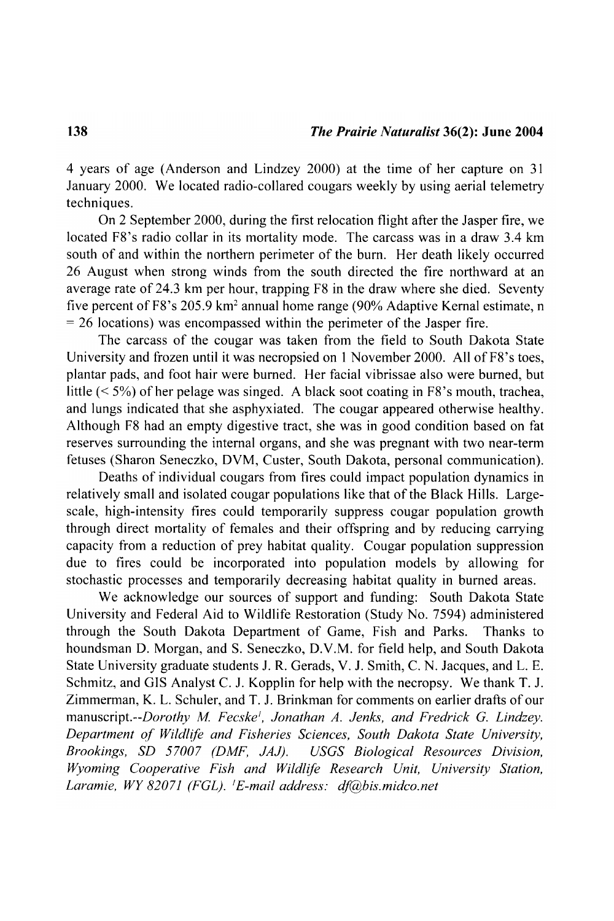4 years of age (Anderson and Lindzey 2000) at the time of her capture on 31 January 2000. We located radio-collared cougars weekly by using aerial telemetry techniques.

On 2 September 2000, during the first relocation flight after the Jasper fire, we located F8's radio collar in its mortality mode. The carcass was in a draw 3.4 km south of and within the northern perimeter of the burn. Her death likely occurred 26 August when strong winds from the south directed the fire northward at an average rate of 24.3 km per hour, trapping F8 in the draw where she died. Seventy five percent of F8's 205.9 $km^2$ annual home range (90% Adaptive Kernal estimate, n = 26 locations) was encompassed within the perimeter of the Jasper fire.

The carcass of the cougar was taken from the field to South Dakota State University and frozen until it was necropsied on 1 November 2000. All of F8's toes, plantar pads, and foot hair were burned. Her facial vibrissae also were burned, but little (< 5%) of her pelage was singed. A black soot coating in F8's mouth, trachea, and lungs indicated that she asphyxiated. The cougar appeared otherwise healthy. Although F8 had an empty digestive tract, she was in good condition based on fat reserves surrounding the internal organs, and she was pregnant with two near-term fetuses (Sharon Seneczko, DVM, Custer, South Dakota, personal communication).

Deaths of individual cougars from fires could impact population dynamics in relatively small and isolated cougar populations like that of the Black Hills. Large-scale, high-intensity fires could temporarily suppress cougar population growth through direct mortality of females and their offspring and by reducing carrying capacity from a reduction of prey habitat quality. Cougar population suppression due to fires could be incorporated into population models by allowing for stochastic processes and temporarily decreasing habitat quality in burned areas.

We acknowledge our sources of support and funding: South Dakota State University and Federal Aid to Wildlife Restoration (Study No. 7594) administered through the South Dakota Department of Game, Fish and Parks. Thanks to houndsman D. Morgan, and S. Seneczko, D.V.M. for field help, and South Dakota State University graduate students J. R. Gerads, V. J. Smith, C. N. Jacques, and L. E. Schmitz, and GIS Analyst C. J. Kopplin for help with the necropsy. We thank T. J. Zimmerman, K. L. Schuler, and T. J. Brinkman for comments on earlier drafts of our manuscript.--*Dorothy M. Fecske[1], Jonathan A. Jenks, and Fredrick G. Lindzey. Department of Wildlife and Fisheries Sciences, South Dakota State University, Brookings, SD 57007 (DMF, JAJ). USGS Biological Resources Division, Wyoming Cooperative Fish and Wildlife Research Unit, University Station, Laramie, WY 82071 (FGL). [1]E-mail address: df@bis.midco.net*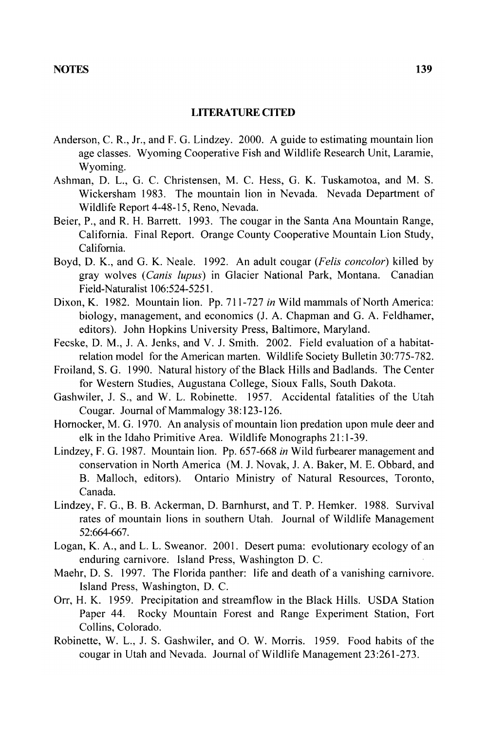## LITERATURE CITED

Anderson, C. R., Jr., and F. G. Lindzey. 2000. A guide to estimating mountain lion age classes. Wyoming Cooperative Fish and Wildlife Research Unit, Laramie, Wyoming.

Ashman, D. L., G. C. Christensen, M. C. Hess, G. K. Tuskamotoa, and M. S. Wickersham 1983. The mountain lion in Nevada. Nevada Department of Wildlife Report 4-48-15, Reno, Nevada.

Beier, P., and R. H. Barrett. 1993. The cougar in the Santa Ana Mountain Range, California. Final Report. Orange County Cooperative Mountain Lion Study, California.

Boyd, D. K., and G. K. Neale. 1992. An adult cougar (*Felis concolor*) killed by gray wolves (*Canis lupus*) in Glacier National Park, Montana. Canadian Field-Naturalist 106:524-5251.

Dixon, K. 1982. Mountain lion. Pp. 711-727 *in* Wild mammals of North America: biology, management, and economics (J. A. Chapman and G. A. Feldhamer, editors). John Hopkins University Press, Baltimore, Maryland.

Fecske, D. M., J. A. Jenks, and V. J. Smith. 2002. Field evaluation of a habitat-relation model for the American marten. Wildlife Society Bulletin 30:775-782.

Froiland, S. G. 1990. Natural history of the Black Hills and Badlands. The Center for Western Studies, Augustana College, Sioux Falls, South Dakota.

Gashwiler, J. S., and W. L. Robinette. 1957. Accidental fatalities of the Utah Cougar. Journal of Mammalogy 38:123-126.

Hornocker, M. G. 1970. An analysis of mountain lion predation upon mule deer and elk in the Idaho Primitive Area. Wildlife Monographs 21:1-39.

Lindzey, F. G. 1987. Mountain lion. Pp. 657-668 *in* Wild furbearer management and conservation in North America (M. J. Novak, J. A. Baker, M. E. Obbard, and B. Malloch, editors). Ontario Ministry of Natural Resources, Toronto, Canada.

Lindzey, F. G., B. B. Ackerman, D. Barnhurst, and T. P. Hemker. 1988. Survival rates of mountain lions in southern Utah. Journal of Wildlife Management 52:664-667.

Logan, K. A., and L. L. Sweanor. 2001. Desert puma: evolutionary ecology of an enduring carnivore. Island Press, Washington D. C.

Maehr, D. S. 1997. The Florida panther: life and death of a vanishing carnivore. Island Press, Washington, D. C.

Orr, H. K. 1959. Precipitation and streamflow in the Black Hills. USDA Station Paper 44. Rocky Mountain Forest and Range Experiment Station, Fort Collins, Colorado.

Robinette, W. L., J. S. Gashwiler, and O. W. Morris. 1959. Food habits of the cougar in Utah and Nevada. Journal of Wildlife Management 23:261-273.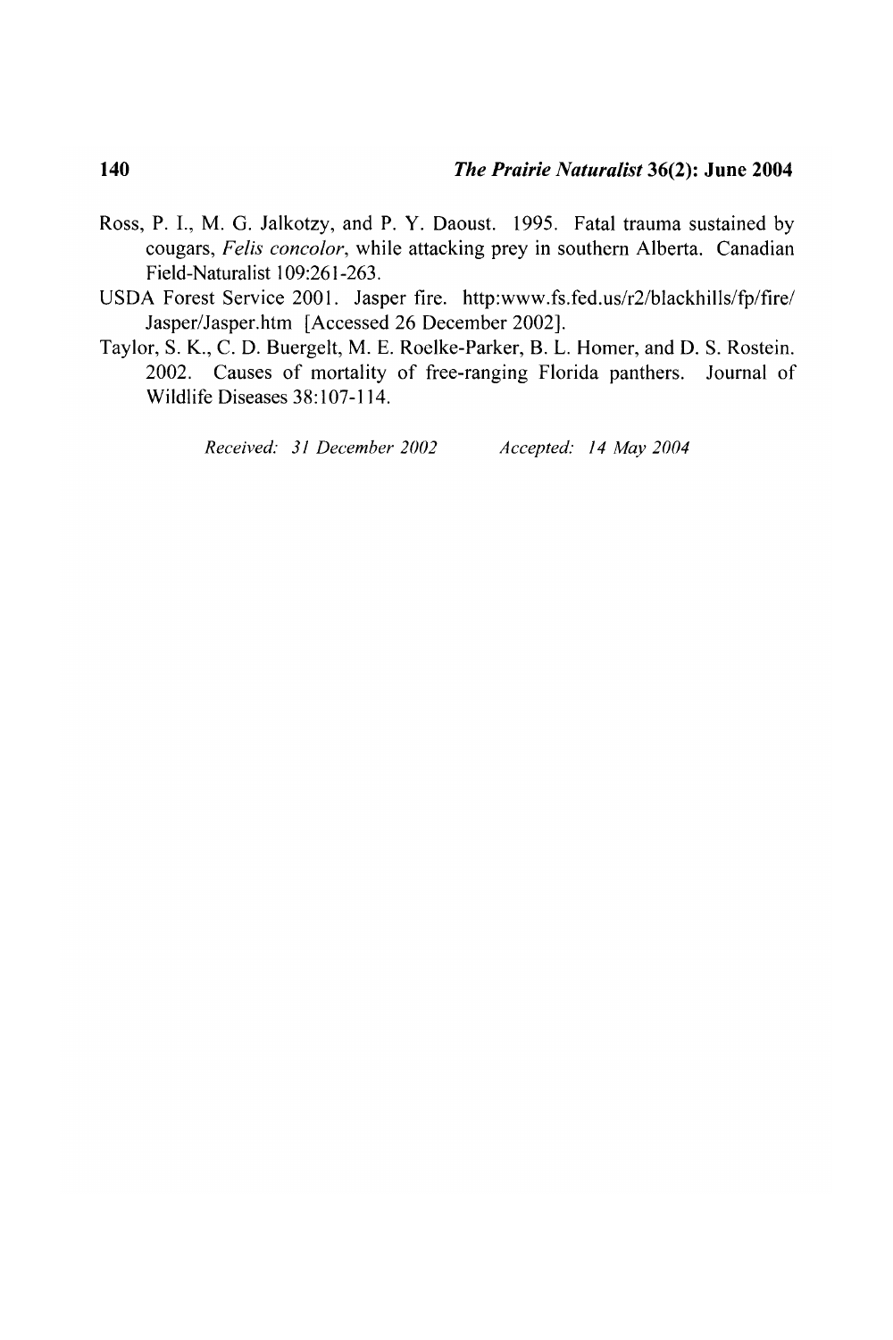Ross, P. I., M. G. Jalkotzy, and P. Y. Daoust. 1995. Fatal trauma sustained by cougars, *Felis concolor*, while attacking prey in southern Alberta. Canadian Field-Naturalist 109:261-263.

USDA Forest Service 2001. Jasper fire. http:www.fs.fed.us/r2/blackhills/fp/fire/Jasper/Jasper.htm [Accessed 26 December 2002].

Taylor, S. K., C. D. Buergelt, M. E. Roelke-Parker, B. L. Homer, and D. S. Rostein. 2002. Causes of mortality of free-ranging Florida panthers. Journal of Wildlife Diseases 38:107-114.

*Received: 31 December 2002* *Accepted: 14 May 2004*